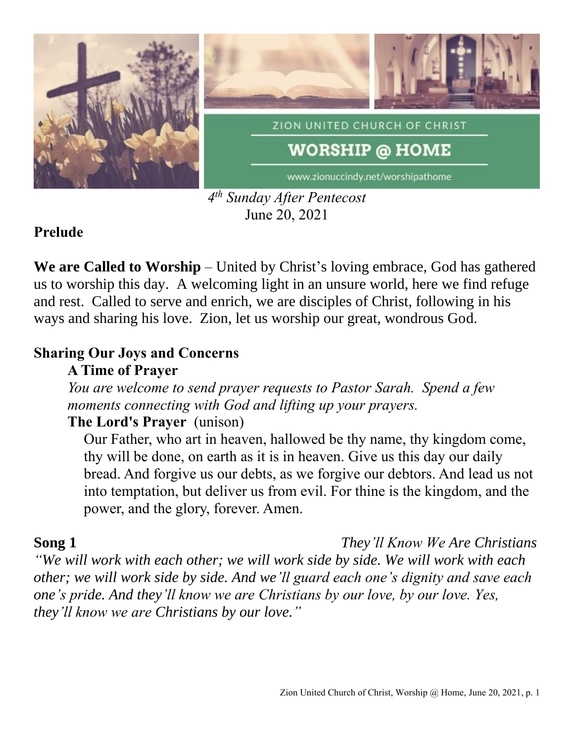ZION UNITED CHURCH OF CHRIST

# WORSHIP @ HOME

www.zionuccindy.net/worshipathome

*4th Sunday After Pentecost*
June 20, 2021

**Prelude**

**We are Called to Worship** – United by Christ's loving embrace, God has gathered us to worship this day. A welcoming light in an unsure world, here we find refuge and rest. Called to serve and enrich, we are disciples of Christ, following in his ways and sharing his love. Zion, let us worship our great, wondrous God.

**Sharing Our Joys and Concerns**

**A Time of Prayer**

*You are welcome to send prayer requests to Pastor Sarah. Spend a few moments connecting with God and lifting up your prayers.*

**The Lord's Prayer** (unison)

Our Father, who art in heaven, hallowed be thy name, thy kingdom come, thy will be done, on earth as it is in heaven. Give us this day our daily bread. And forgive us our debts, as we forgive our debtors. And lead us not into temptation, but deliver us from evil. For thine is the kingdom, and the power, and the glory, forever. Amen.

**Song 1** *They'll Know We Are Christians*

*"We will work with each other; we will work side by side. We will work with each other; we will work side by side. And we'll guard each one's dignity and save each one's pride. And they'll know we are Christians by our love, by our love. Yes, they'll know we are Christians by our love."*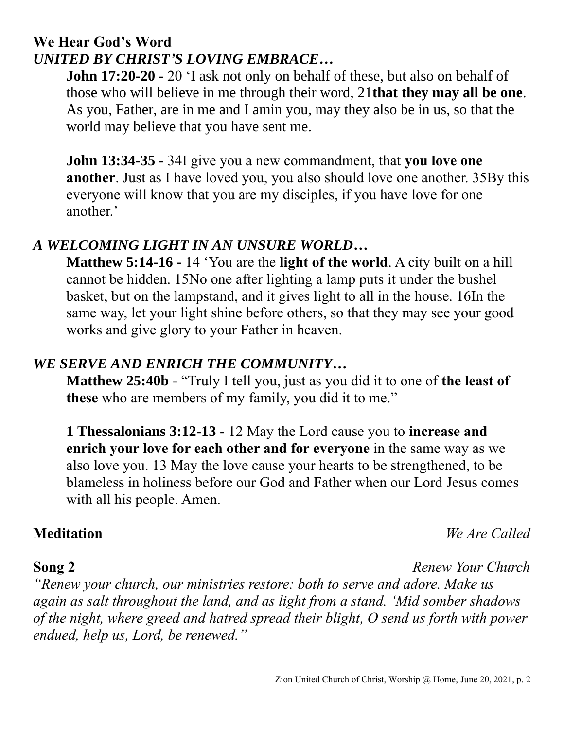**We Hear God's Word**

***UNITED BY CHRIST'S LOVING EMBRACE…***

**John 17:20-20** - 20 'I ask not only on behalf of these, but also on behalf of those who will believe in me through their word, 21**that they may all be one**. As you, Father, are in me and I amin you, may they also be in us, so that the world may believe that you have sent me.

**John 13:34-35 -** 34I give you a new commandment, that **you love one another**. Just as I have loved you, you also should love one another. 35By this everyone will know that you are my disciples, if you have love for one another.'

***A WELCOMING LIGHT IN AN UNSURE WORLD…***

**Matthew 5:14-16** - 14 'You are the **light of the world**. A city built on a hill cannot be hidden. 15No one after lighting a lamp puts it under the bushel basket, but on the lampstand, and it gives light to all in the house. 16In the same way, let your light shine before others, so that they may see your good works and give glory to your Father in heaven.

***WE SERVE AND ENRICH THE COMMUNITY…***

**Matthew 25:40b** - "Truly I tell you, just as you did it to one of **the least of these** who are members of my family, you did it to me."

**1 Thessalonians 3:12-13** - 12 May the Lord cause you to **increase and enrich your love for each other and for everyone** in the same way as we also love you. 13 May the love cause your hearts to be strengthened, to be blameless in holiness before our God and Father when our Lord Jesus comes with all his people. Amen.

**Meditation** *We Are Called*

**Song 2** *Renew Your Church*

*"Renew your church, our ministries restore: both to serve and adore. Make us again as salt throughout the land, and as light from a stand. 'Mid somber shadows of the night, where greed and hatred spread their blight, O send us forth with power endued, help us, Lord, be renewed."*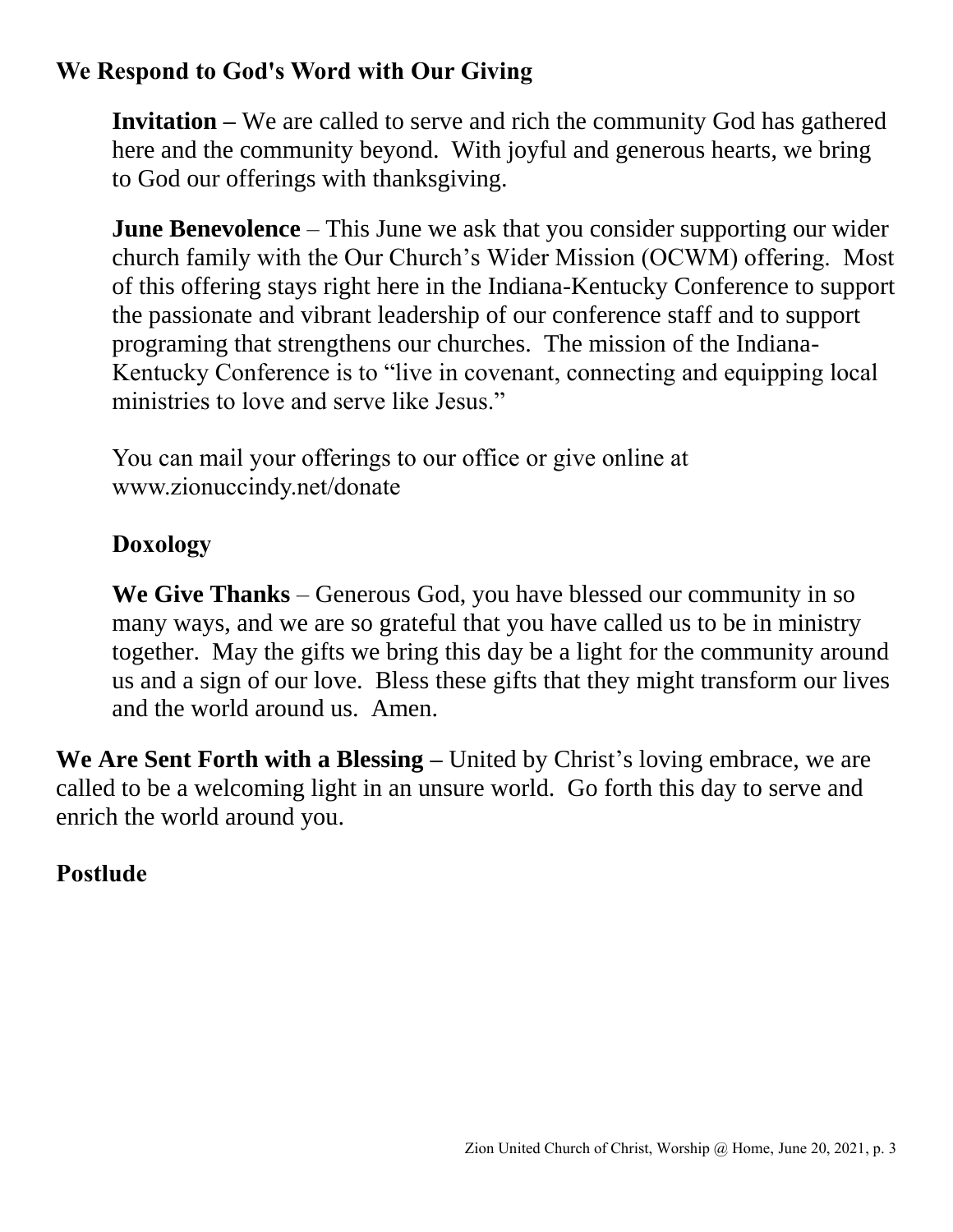## We Respond to God's Word with Our Giving

**Invitation –** We are called to serve and rich the community God has gathered here and the community beyond. With joyful and generous hearts, we bring to God our offerings with thanksgiving.

**June Benevolence** – This June we ask that you consider supporting our wider church family with the Our Church's Wider Mission (OCWM) offering. Most of this offering stays right here in the Indiana-Kentucky Conference to support the passionate and vibrant leadership of our conference staff and to support programing that strengthens our churches. The mission of the Indiana-Kentucky Conference is to "live in covenant, connecting and equipping local ministries to love and serve like Jesus."

You can mail your offerings to our office or give online at www.zionuccindy.net/donate

### Doxology

**We Give Thanks** – Generous God, you have blessed our community in so many ways, and we are so grateful that you have called us to be in ministry together. May the gifts we bring this day be a light for the community around us and a sign of our love. Bless these gifts that they might transform our lives and the world around us. Amen.

**We Are Sent Forth with a Blessing –** United by Christ's loving embrace, we are called to be a welcoming light in an unsure world. Go forth this day to serve and enrich the world around you.

## Postlude